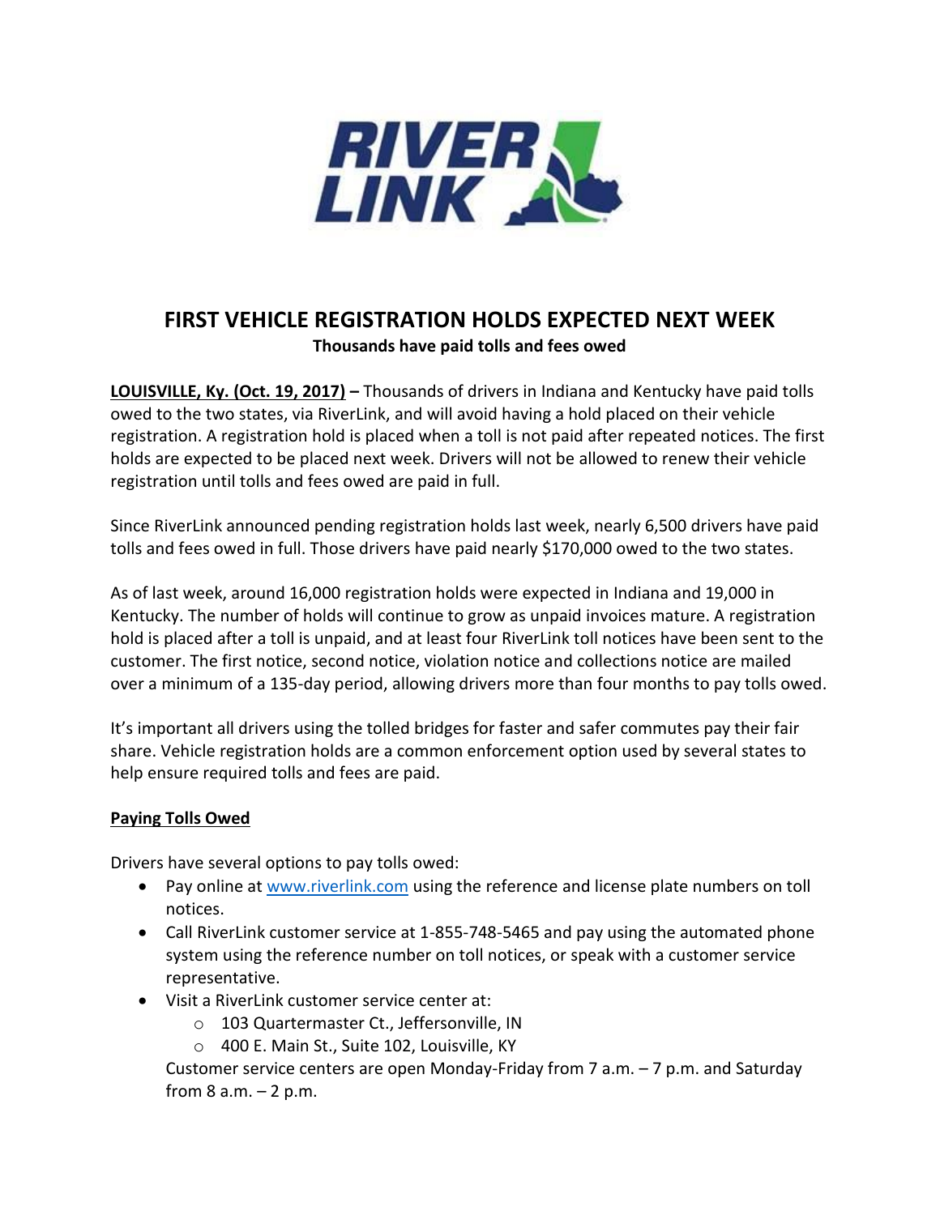# FIRST VEHICLE REGISTRATION HOLDS EXPECTED NEXT WEEK

**Thousands have paid tolls and fees owed**

**LOUISVILLE, Ky. (Oct. 19, 2017) –** Thousands of drivers in Indiana and Kentucky have paid tolls owed to the two states, via RiverLink, and will avoid having a hold placed on their vehicle registration. A registration hold is placed when a toll is not paid after repeated notices. The first holds are expected to be placed next week. Drivers will not be allowed to renew their vehicle registration until tolls and fees owed are paid in full.

Since RiverLink announced pending registration holds last week, nearly 6,500 drivers have paid tolls and fees owed in full. Those drivers have paid nearly $170,000 owed to the two states.

As of last week, around 16,000 registration holds were expected in Indiana and 19,000 in Kentucky. The number of holds will continue to grow as unpaid invoices mature. A registration hold is placed after a toll is unpaid, and at least four RiverLink toll notices have been sent to the customer. The first notice, second notice, violation notice and collections notice are mailed over a minimum of a 135-day period, allowing drivers more than four months to pay tolls owed.

It's important all drivers using the tolled bridges for faster and safer commutes pay their fair share. Vehicle registration holds are a common enforcement option used by several states to help ensure required tolls and fees are paid.

## Paying Tolls Owed

Drivers have several options to pay tolls owed:

- Pay online at www.riverlink.com using the reference and license plate numbers on toll notices.
- Call RiverLink customer service at 1-855-748-5465 and pay using the automated phone system using the reference number on toll notices, or speak with a customer service representative.
- Visit a RiverLink customer service center at:
  - 103 Quartermaster Ct., Jeffersonville, IN
  - 400 E. Main St., Suite 102, Louisville, KY

  Customer service centers are open Monday-Friday from 7 a.m. – 7 p.m. and Saturday from 8 a.m. – 2 p.m.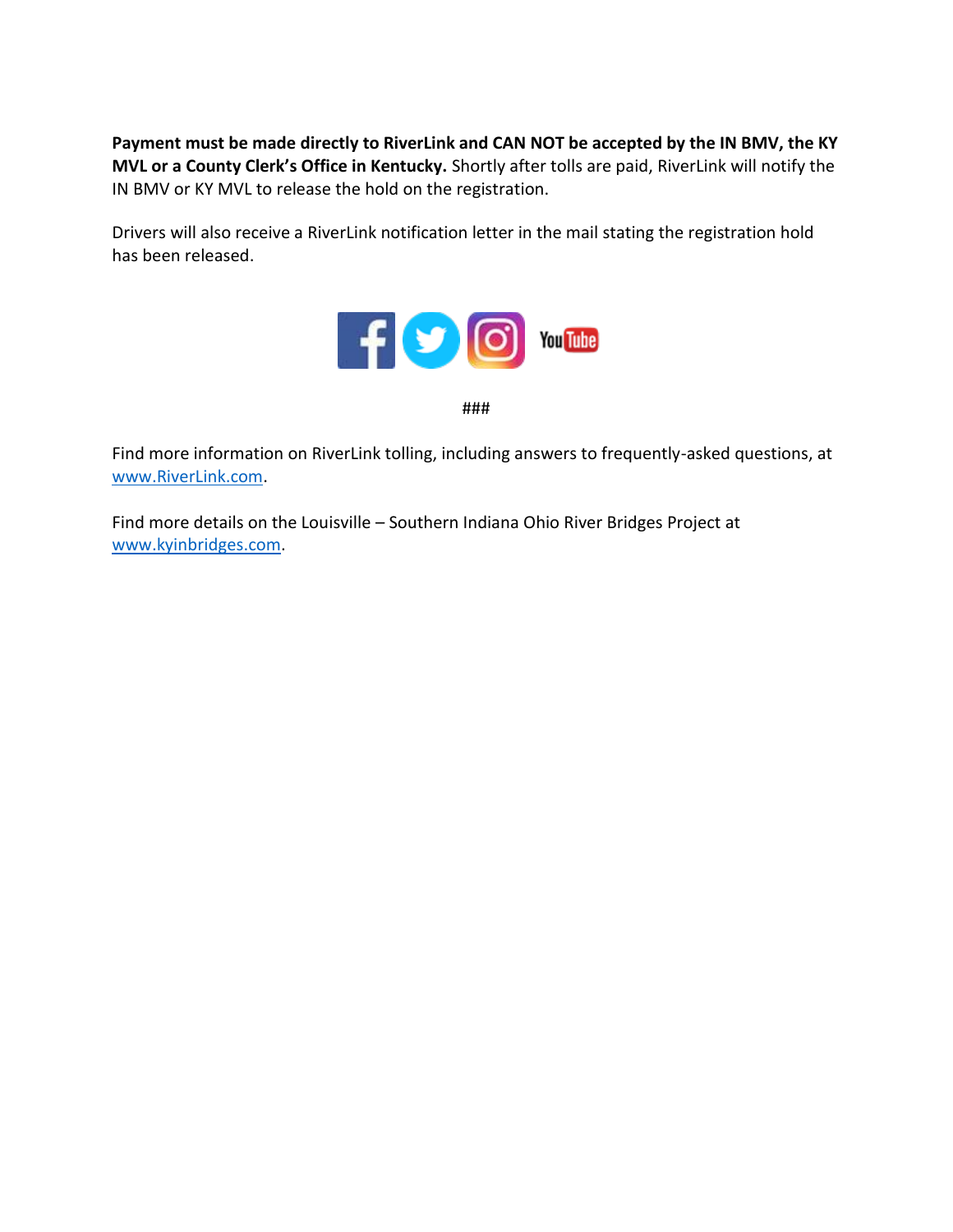**Payment must be made directly to RiverLink and CAN NOT be accepted by the IN BMV, the KY MVL or a County Clerk's Office in Kentucky.** Shortly after tolls are paid, RiverLink will notify the IN BMV or KY MVL to release the hold on the registration.

Drivers will also receive a RiverLink notification letter in the mail stating the registration hold has been released.

###

Find more information on RiverLink tolling, including answers to frequently-asked questions, at www.RiverLink.com.

Find more details on the Louisville – Southern Indiana Ohio River Bridges Project at www.kyinbridges.com.